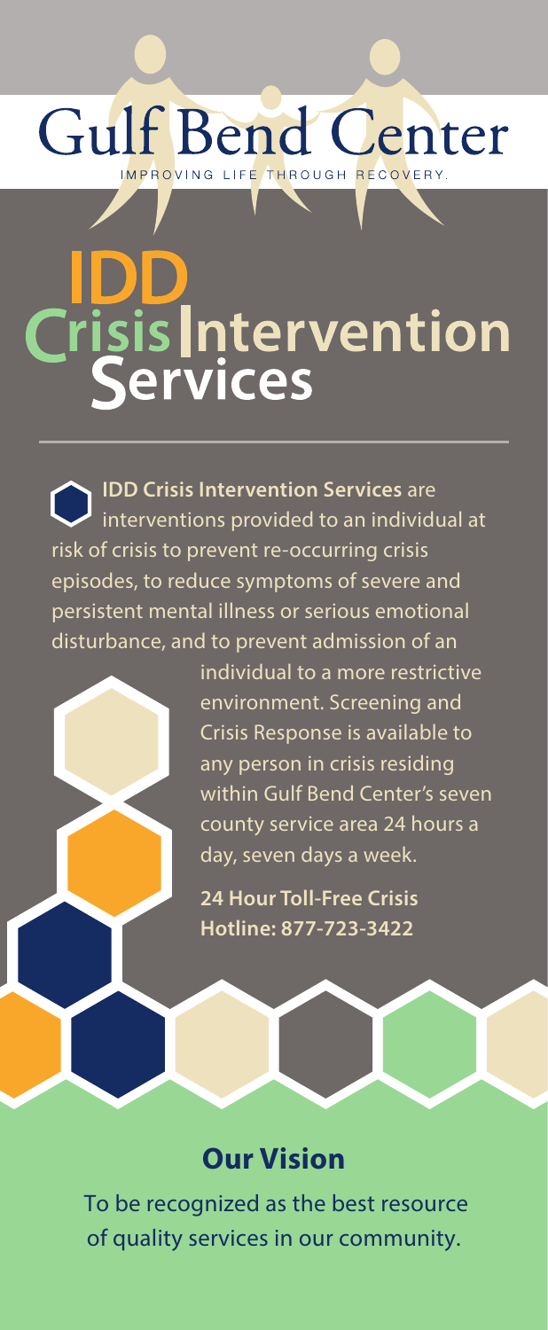# Gulf Bend Center

IMPROVING LIFE THROUGH RECOVERY.

# IDD Crisis Intervention Services

**IDD Crisis Intervention Services** are interventions provided to an individual at risk of crisis to prevent re-occurring crisis episodes, to reduce symptoms of severe and persistent mental illness or serious emotional disturbance, and to prevent admission of an individual to a more restrictive environment. Screening and Crisis Response is available to any person in crisis residing within Gulf Bend Center's seven county service area 24 hours a day, seven days a week.

**24 Hour Toll-Free Crisis Hotline: 877-723-3422**

## Our Vision

To be recognized as the best resource of quality services in our community.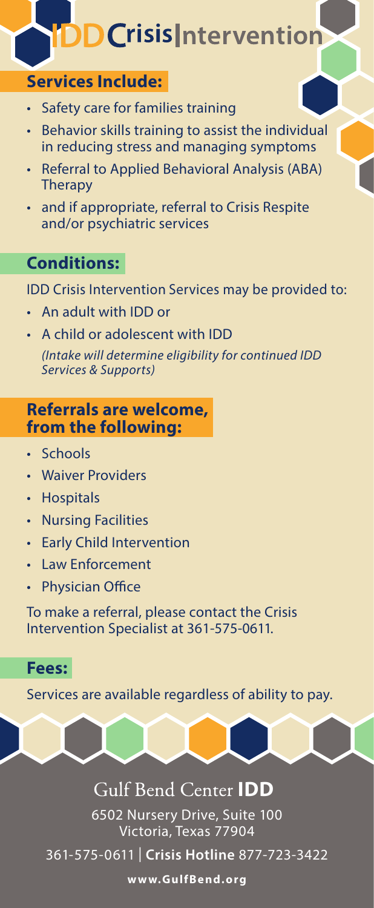# IDD Crisis Intervention

## Services Include:

- Safety care for families training
- Behavior skills training to assist the individual in reducing stress and managing symptoms
- Referral to Applied Behavioral Analysis (ABA) Therapy
- and if appropriate, referral to Crisis Respite and/or psychiatric services

## Conditions:

IDD Crisis Intervention Services may be provided to:

- An adult with IDD or
- A child or adolescent with IDD

  *(Intake will determine eligibility for continued IDD Services & Supports)*

## Referrals are welcome, from the following:

- Schools
- Waiver Providers
- Hospitals
- Nursing Facilities
- Early Child Intervention
- Law Enforcement
- Physician Office

To make a referral, please contact the Crisis Intervention Specialist at 361-575-0611.

## Fees:

Services are available regardless of ability to pay.

Gulf Bend Center **IDD**

6502 Nursery Drive, Suite 100
Victoria, Texas 77904

361-575-0611 | **Crisis Hotline** 877-723-3422

**www.GulfBend.org**